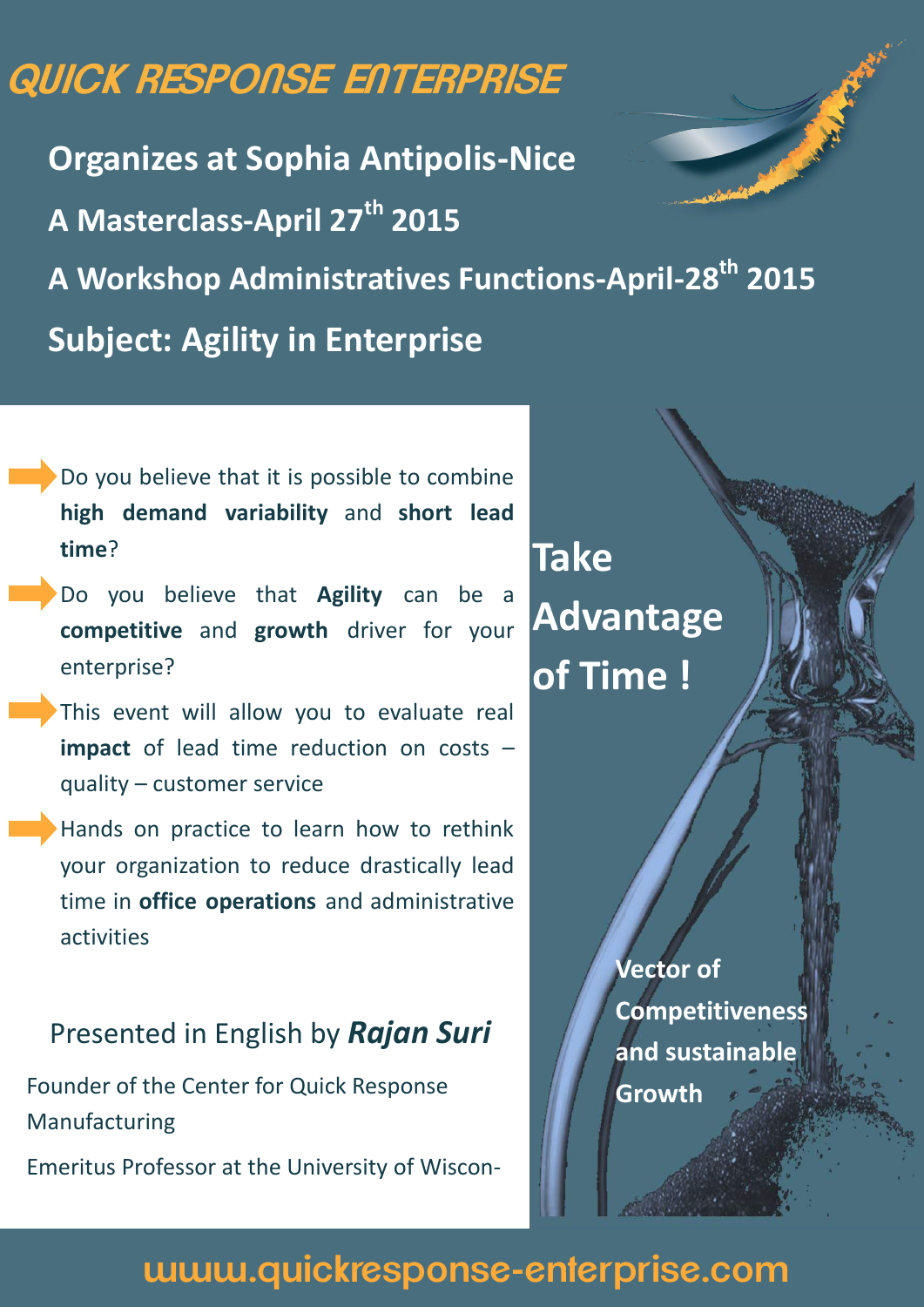# QUICK RESPONSE ENTERPRISE

**Organizes at Sophia Antipolis-Nice**

**A Masterclass-April 27th 2015**

**A Workshop Administratives Functions-April-28th 2015**

**Subject: Agility in Enterprise**

- Do you believe that it is possible to combine **high demand variability** and **short lead time**?
- Do you believe that **Agility** can be a **competitive** and **growth** driver for your enterprise?
- This event will allow you to evaluate real **impact** of lead time reduction on costs – quality – customer service
- Hands on practice to learn how to rethink your organization to reduce drastically lead time in **office operations** and administrative activities

**Take Advantage of Time !**

Presented in English by ***Rajan Suri***

Founder of the Center for Quick Response Manufacturing

Emeritus Professor at the University of Wiscon-

**Vector of Competitiveness and sustainable Growth**

www.quickresponse-enterprise.com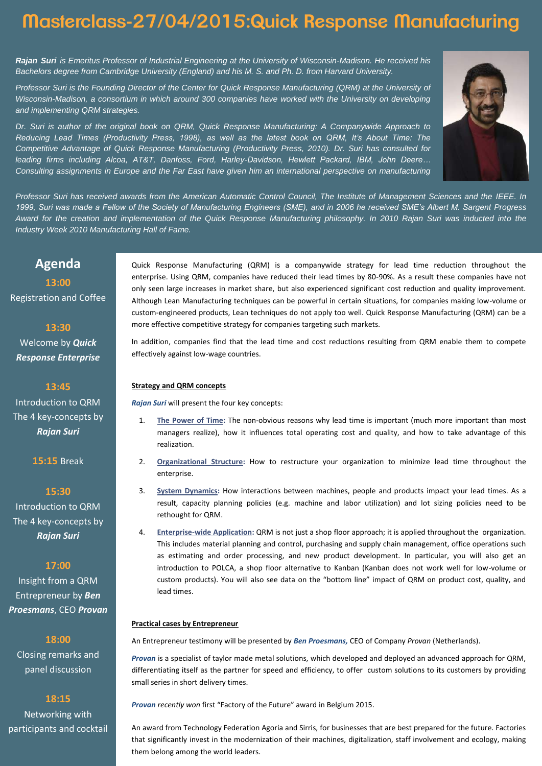# Masterclass-27/04/2015:Quick Response Manufacturing

***Rajan Suri*** *is Emeritus Professor of Industrial Engineering at the University of Wisconsin-Madison. He received his Bachelors degree from Cambridge University (England) and his M. S. and Ph. D. from Harvard University.*

*Professor Suri is the Founding Director of the Center for Quick Response Manufacturing (QRM) at the University of Wisconsin-Madison, a consortium in which around 300 companies have worked with the University on developing and implementing QRM strategies.*

*Dr. Suri is author of the original book on QRM, Quick Response Manufacturing: A Companywide Approach to Reducing Lead Times (Productivity Press, 1998), as well as the latest book on QRM, It's About Time: The Competitive Advantage of Quick Response Manufacturing (Productivity Press, 2010). Dr. Suri has consulted for leading firms including Alcoa, AT&T, Danfoss, Ford, Harley-Davidson, Hewlett Packard, IBM, John Deere… Consulting assignments in Europe and the Far East have given him an international perspective on manufacturing*

*Professor Suri has received awards from the American Automatic Control Council, The Institute of Management Sciences and the IEEE. In 1999, Suri was made a Fellow of the Society of Manufacturing Engineers (SME), and in 2006 he received SME's Albert M. Sargent Progress Award for the creation and implementation of the Quick Response Manufacturing philosophy. In 2010 Rajan Suri was inducted into the Industry Week 2010 Manufacturing Hall of Fame.*

## Agenda

**13:00**
Registration and Coffee

**13:30**
Welcome by ***Quick Response Enterprise***

**13:45**
Introduction to QRM
The 4 key-concepts by ***Rajan Suri***

**15:15** Break

**15:30**
Introduction to QRM
The 4 key-concepts by ***Rajan Suri***

**17:00**
Insight from a QRM Entrepreneur by ***Ben Proesmans***, CEO ***Provan***

**18:00**
Closing remarks and panel discussion

**18:15**
Networking with participants and cocktail

Quick Response Manufacturing (QRM) is a companywide strategy for lead time reduction throughout the enterprise. Using QRM, companies have reduced their lead times by 80-90%. As a result these companies have not only seen large increases in market share, but also experienced significant cost reduction and quality improvement. Although Lean Manufacturing techniques can be powerful in certain situations, for companies making low-volume or custom-engineered products, Lean techniques do not apply too well. Quick Response Manufacturing (QRM) can be a more effective competitive strategy for companies targeting such markets.

In addition, companies find that the lead time and cost reductions resulting from QRM enable them to compete effectively against low-wage countries.

**Strategy and QRM concepts**

***Rajan Suri*** will present the four key concepts:

1. **The Power of Time:** The non-obvious reasons why lead time is important (much more important than most managers realize), how it influences total operating cost and quality, and how to take advantage of this realization.
2. **Organizational Structure:** How to restructure your organization to minimize lead time throughout the enterprise.
3. **System Dynamics:** How interactions between machines, people and products impact your lead times. As a result, capacity planning policies (e.g. machine and labor utilization) and lot sizing policies need to be rethought for QRM.
4. **Enterprise-wide Application:** QRM is not just a shop floor approach; it is applied throughout the organization. This includes material planning and control, purchasing and supply chain management, office operations such as estimating and order processing, and new product development. In particular, you will also get an introduction to POLCA, a shop floor alternative to Kanban (Kanban does not work well for low-volume or custom products). You will also see data on the "bottom line" impact of QRM on product cost, quality, and lead times.

**Practical cases by Entrepreneur**

An Entrepreneur testimony will be presented by ***Ben Proesmans,*** CEO of Company *Provan* (Netherlands).

***Provan*** is a specialist of taylor made metal solutions, which developed and deployed an advanced approach for QRM, differentiating itself as the partner for speed and efficiency, to offer custom solutions to its customers by providing small series in short delivery times.

***Provan** recently won* first "Factory of the Future" award in Belgium 2015.

An award from Technology Federation Agoria and Sirris, for businesses that are best prepared for the future. Factories that significantly invest in the modernization of their machines, digitalization, staff involvement and ecology, making them belong among the world leaders.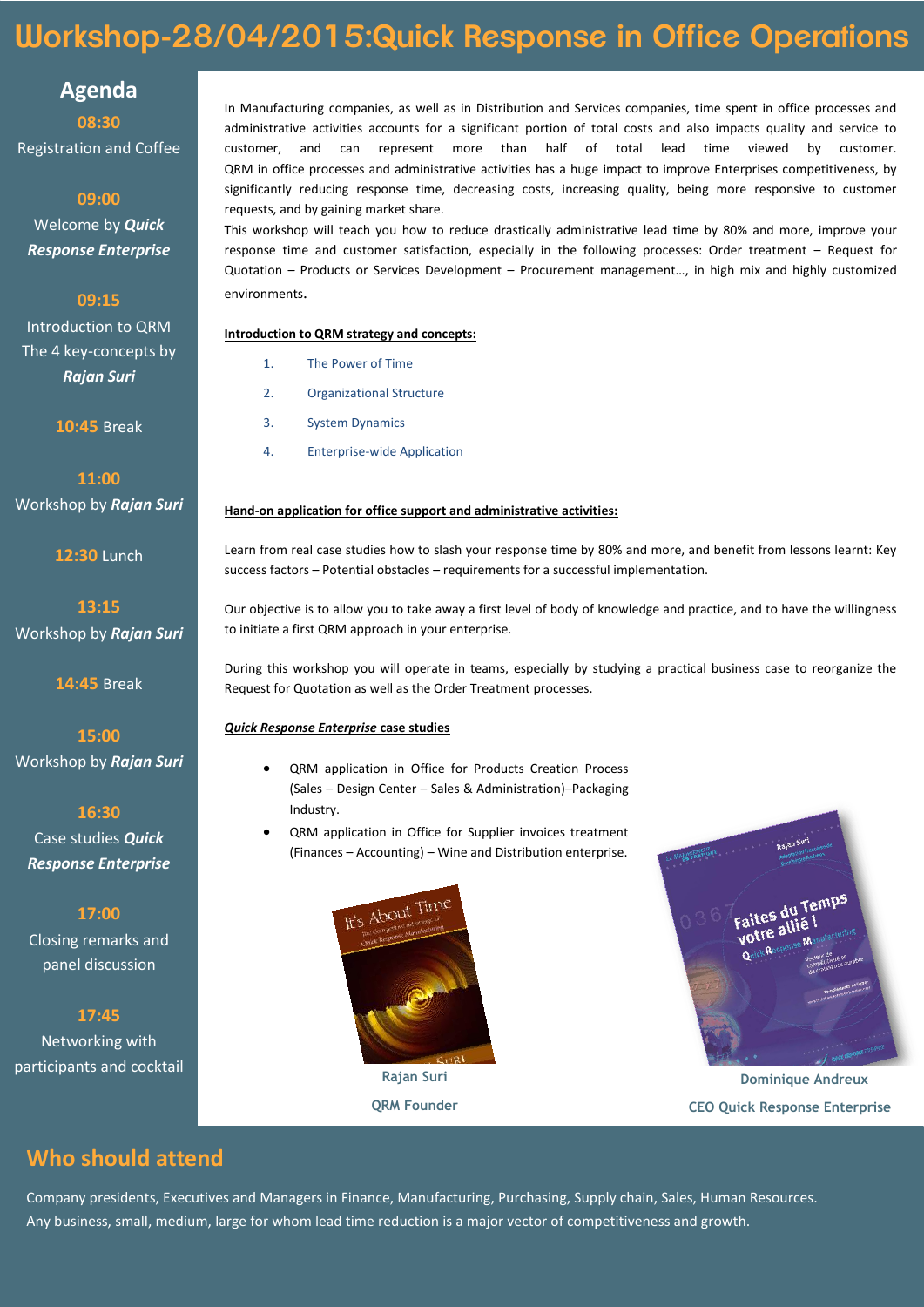# Workshop-28/04/2015:Quick Response in Office Operations

## Agenda

**08:30**
Registration and Coffee

**09:00**
Welcome by ***Quick Response Enterprise***

**09:15**
Introduction to QRM
The 4 key-concepts by ***Rajan Suri***

**10:45** Break

**11:00**
Workshop by ***Rajan Suri***

**12:30** Lunch

**13:15**
Workshop by ***Rajan Suri***

**14:45** Break

**15:00**
Workshop by ***Rajan Suri***

**16:30**
Case studies ***Quick Response Enterprise***

**17:00**
Closing remarks and panel discussion

**17:45**
Networking with participants and cocktail

In Manufacturing companies, as well as in Distribution and Services companies, time spent in office processes and administrative activities accounts for a significant portion of total costs and also impacts quality and service to customer, and can represent more than half of total lead time viewed by customer. QRM in office processes and administrative activities has a huge impact to improve Enterprises competitiveness, by significantly reducing response time, decreasing costs, increasing quality, being more responsive to customer requests, and by gaining market share.

This workshop will teach you how to reduce drastically administrative lead time by 80% and more, improve your response time and customer satisfaction, especially in the following processes: Order treatment – Request for Quotation – Products or Services Development – Procurement management…, in high mix and highly customized environments.

**Introduction to QRM strategy and concepts:**

1. The Power of Time
2. Organizational Structure
3. System Dynamics
4. Enterprise-wide Application

**Hand-on application for office support and administrative activities:**

Learn from real case studies how to slash your response time by 80% and more, and benefit from lessons learnt: Key success factors – Potential obstacles – requirements for a successful implementation.

Our objective is to allow you to take away a first level of body of knowledge and practice, and to have the willingness to initiate a first QRM approach in your enterprise.

During this workshop you will operate in teams, especially by studying a practical business case to reorganize the Request for Quotation as well as the Order Treatment processes.

***Quick Response Enterprise* case studies**

- QRM application in Office for Products Creation Process (Sales – Design Center – Sales & Administration)–Packaging Industry.
- QRM application in Office for Supplier invoices treatment (Finances – Accounting) – Wine and Distribution enterprise.

**Rajan Suri**
**QRM Founder**

**Dominique Andreux**
**CEO Quick Response Enterprise**

## Who should attend

Company presidents, Executives and Managers in Finance, Manufacturing, Purchasing, Supply chain, Sales, Human Resources.
Any business, small, medium, large for whom lead time reduction is a major vector of competitiveness and growth.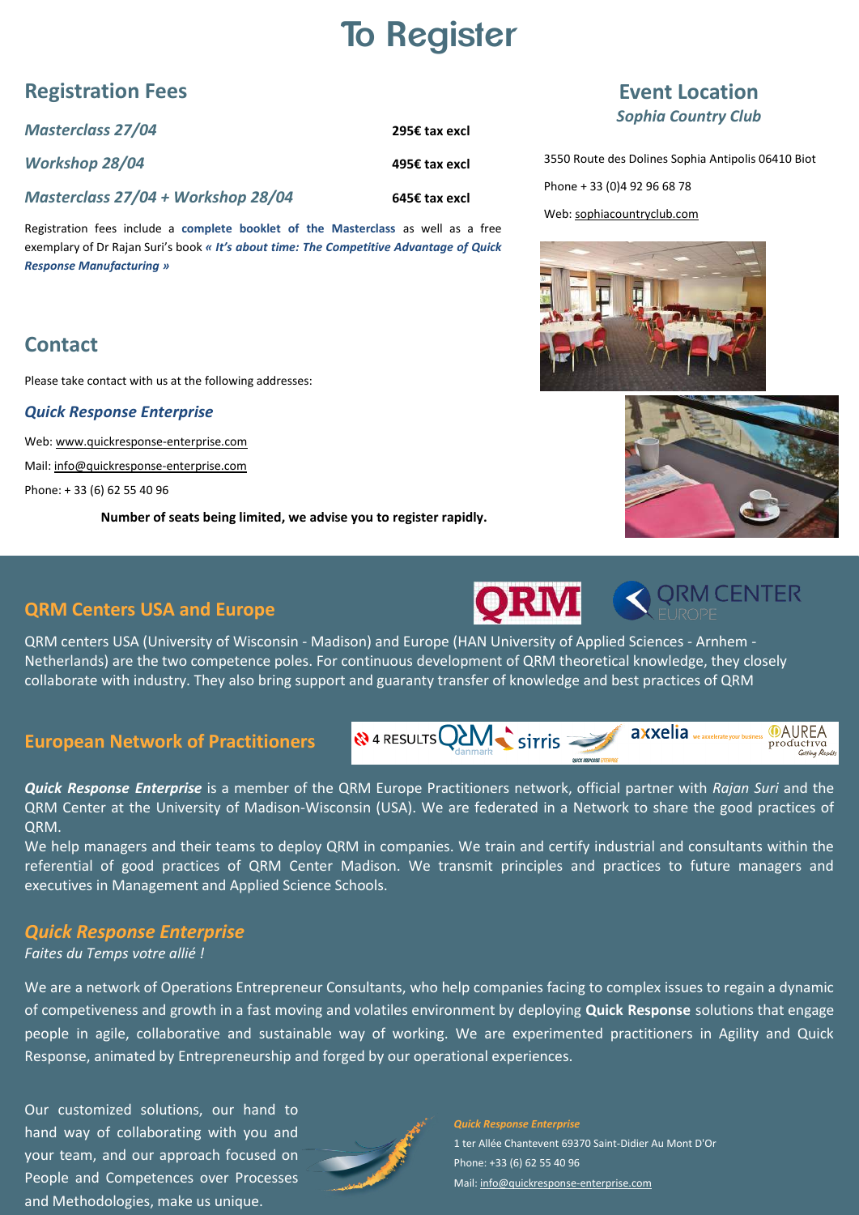# To Register

## Registration Fees

| | |
|---|---|
| *Masterclass 27/04* | **295€ tax excl** |
| *Workshop 28/04* | **495€ tax excl** |
| *Masterclass 27/04 + Workshop 28/04* | **645€ tax excl** |

Registration fees include a **complete booklet of the Masterclass** as well as a free exemplary of Dr Rajan Suri's book ***« It's about time: The Competitive Advantage of Quick Response Manufacturing »***

## Event Location

***Sophia Country Club***

3550 Route des Dolines Sophia Antipolis 06410 Biot

Phone + 33 (0)4 92 96 68 78

Web: sophiacountryclub.com

## Contact

Please take contact with us at the following addresses:

### *Quick Response Enterprise*

Web: www.quickresponse-enterprise.com

Mail: info@quickresponse-enterprise.com

Phone: + 33 (6) 62 55 40 96

**Number of seats being limited, we advise you to register rapidly.**

## QRM Centers USA and Europe

QRM centers USA (University of Wisconsin - Madison) and Europe (HAN University of Applied Sciences - Arnhem - Netherlands) are the two competence poles. For continuous development of QRM theoretical knowledge, they closely collaborate with industry. They also bring support and guaranty transfer of knowledge and best practices of QRM

## European Network of Practitioners

***Quick Response Enterprise*** is a member of the QRM Europe Practitioners network, official partner with *Rajan Suri* and the QRM Center at the University of Madison-Wisconsin (USA). We are federated in a Network to share the good practices of QRM.

We help managers and their teams to deploy QRM in companies. We train and certify industrial and consultants within the referential of good practices of QRM Center Madison. We transmit principles and practices to future managers and executives in Management and Applied Science Schools.

## *Quick Response Enterprise*

*Faites du Temps votre allié !*

We are a network of Operations Entrepreneur Consultants, who help companies facing to complex issues to regain a dynamic of competiveness and growth in a fast moving and volatiles environment by deploying **Quick Response** solutions that engage people in agile, collaborative and sustainable way of working. We are experimented practitioners in Agility and Quick Response, animated by Entrepreneurship and forged by our operational experiences.

Our customized solutions, our hand to hand way of collaborating with you and your team, and our approach focused on People and Competences over Processes and Methodologies, make us unique.

***Quick Response Enterprise***
1 ter Allée Chantevent 69370 Saint-Didier Au Mont D'Or
Phone: +33 (6) 62 55 40 96
Mail: info@quickresponse-enterprise.com